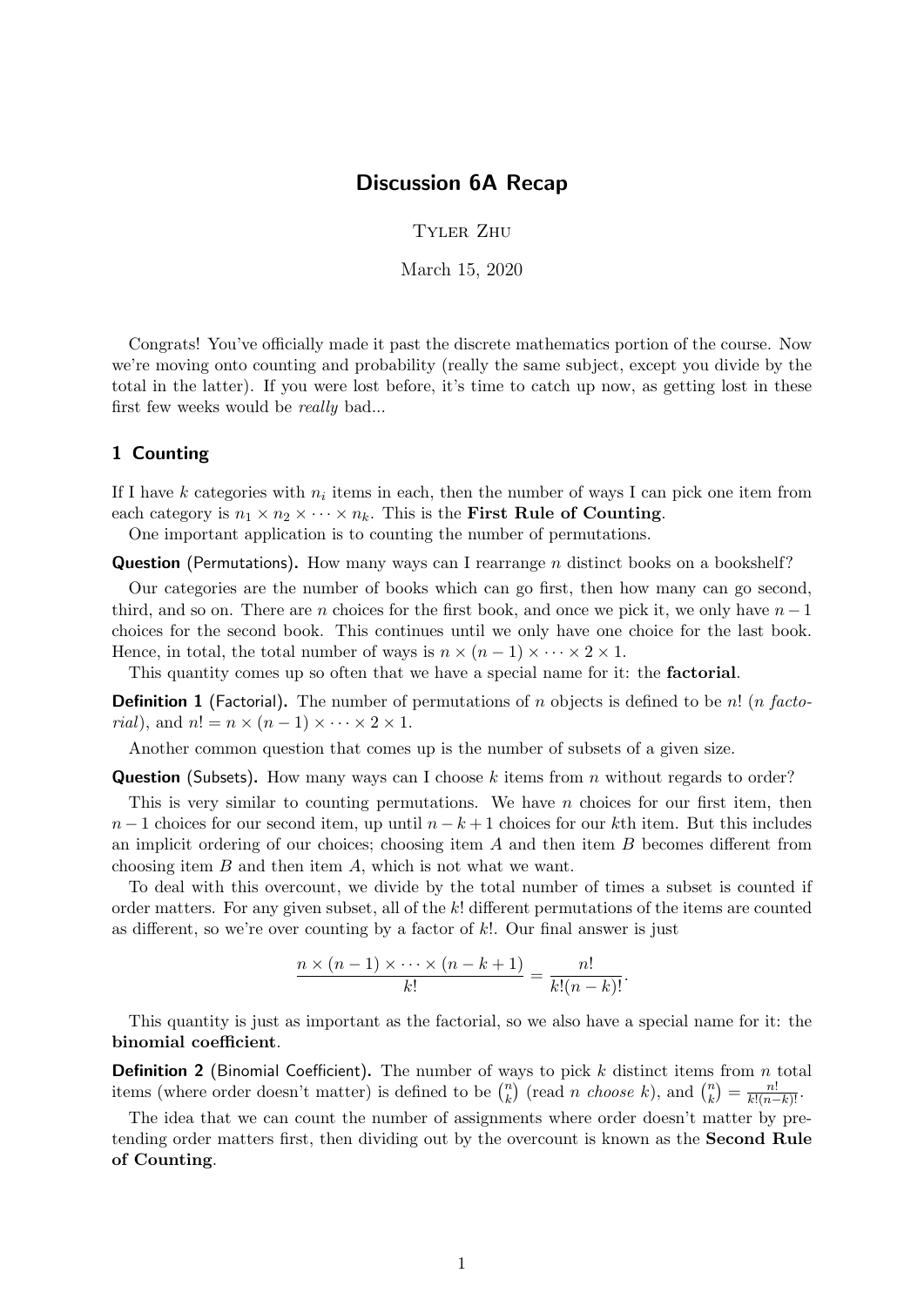# Discussion 6A Recap

Tyler Zhu

March 15, 2020

Congrats! You've officially made it past the discrete mathematics portion of the course. Now we're moving onto counting and probability (really the same subject, except you divide by the total in the latter). If you were lost before, it's time to catch up now, as getting lost in these first few weeks would be *really* bad...

## 1 Counting

If I have $k$ categories with $n_i$ items in each, then the number of ways I can pick one item from each category is $n_1 \times n_2 \times \cdots \times n_k$. This is the **First Rule of Counting**.

One important application is to counting the number of permutations.

**Question** (Permutations)**.** How many ways can I rearrange $n$ distinct books on a bookshelf?

Our categories are the number of books which can go first, then how many can go second, third, and so on. There are $n$ choices for the first book, and once we pick it, we only have $n-1$ choices for the second book. This continues until we only have one choice for the last book. Hence, in total, the total number of ways is $n \times (n-1) \times \cdots \times 2 \times 1$.

This quantity comes up so often that we have a special name for it: the **factorial**.

**Definition 1** (Factorial)**.** The number of permutations of $n$ objects is defined to be $n!$ ($n$ *factorial*), and $n! = n \times (n-1) \times \cdots \times 2 \times 1$.

Another common question that comes up is the number of subsets of a given size.

**Question** (Subsets)**.** How many ways can I choose $k$ items from $n$ without regards to order?

This is very similar to counting permutations. We have $n$ choices for our first item, then $n-1$ choices for our second item, up until $n-k+1$ choices for our $k$th item. But this includes an implicit ordering of our choices; choosing item $A$ and then item $B$ becomes different from choosing item $B$ and then item $A$, which is not what we want.

To deal with this overcount, we divide by the total number of times a subset is counted if order matters. For any given subset, all of the $k!$ different permutations of the items are counted as different, so we're over counting by a factor of $k!$. Our final answer is just

$$\frac{n \times (n-1) \times \cdots \times (n-k+1)}{k!} = \frac{n!}{k!(n-k)!}.$$

This quantity is just as important as the factorial, so we also have a special name for it: the **binomial coefficient**.

**Definition 2** (Binomial Coefficient)**.** The number of ways to pick $k$ distinct items from $n$ total items (where order doesn't matter) is defined to be $\binom{n}{k}$ (read $n$ *choose* $k$), and $\binom{n}{k} = \frac{n!}{k!(n-k)!}$.

The idea that we can count the number of assignments where order doesn't matter by pretending order matters first, then dividing out by the overcount is known as the **Second Rule of Counting**.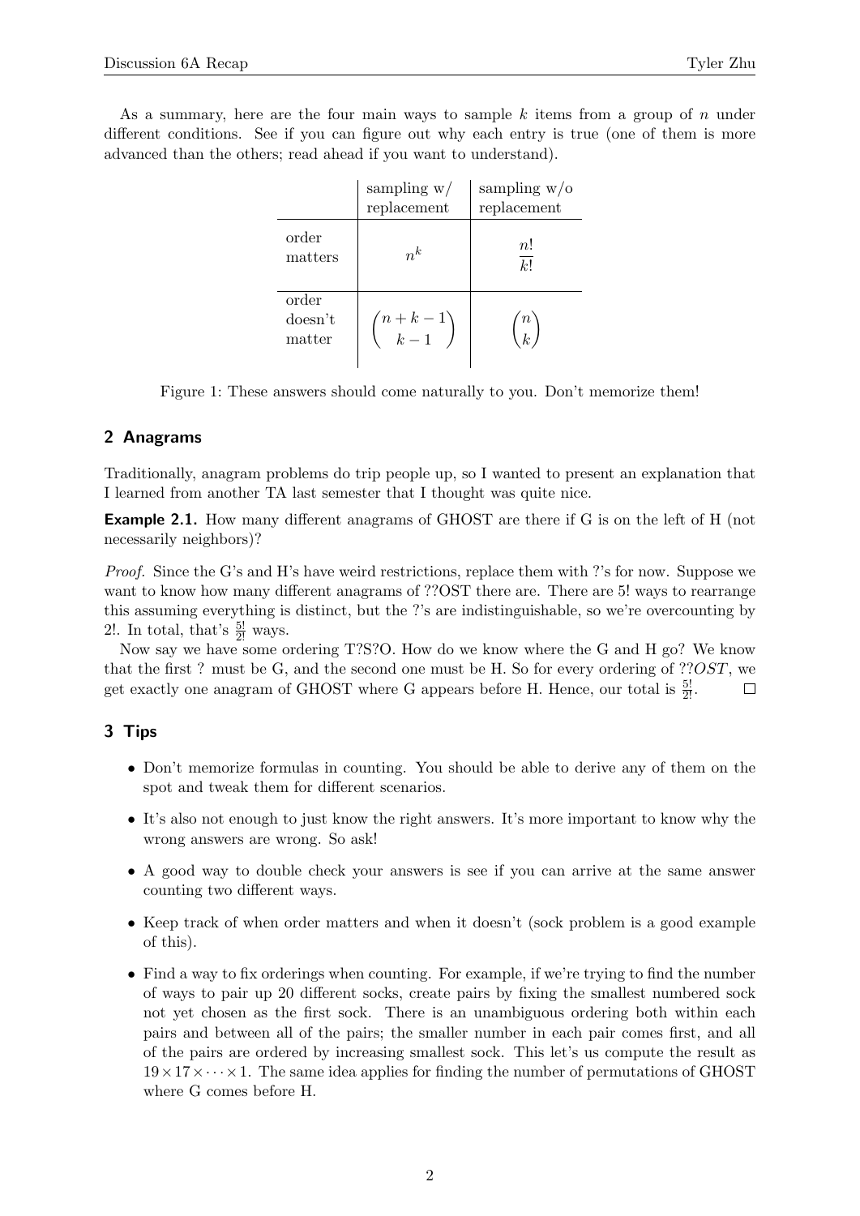As a summary, here are the four main ways to sample $k$ items from a group of $n$ under different conditions. See if you can figure out why each entry is true (one of them is more advanced than the others; read ahead if you want to understand).

| | sampling w/ replacement | sampling w/o replacement |
|---|---|---|
| order matters | $n^k$ | $\frac{n!}{k!}$ |
| order doesn't matter | $\binom{n+k-1}{k-1}$ | $\binom{n}{k}$ |

Figure 1: These answers should come naturally to you. Don't memorize them!

## 2 Anagrams

Traditionally, anagram problems do trip people up, so I wanted to present an explanation that I learned from another TA last semester that I thought was quite nice.

**Example 2.1.** How many different anagrams of GHOST are there if G is on the left of H (not necessarily neighbors)?

*Proof.* Since the G's and H's have weird restrictions, replace them with ?'s for now. Suppose we want to know how many different anagrams of ??OST there are. There are 5! ways to rearrange this assuming everything is distinct, but the ?'s are indistinguishable, so we're overcounting by 2!. In total, that's $\frac{5!}{2!}$ ways.

Now say we have some ordering T?S?O. How do we know where the G and H go? We know that the first ? must be G, and the second one must be H. So for every ordering of $??OST$, we get exactly one anagram of GHOST where G appears before H. Hence, our total is $\frac{5!}{2!}$. □

## 3 Tips

- Don't memorize formulas in counting. You should be able to derive any of them on the spot and tweak them for different scenarios.
- It's also not enough to just know the right answers. It's more important to know why the wrong answers are wrong. So ask!
- A good way to double check your answers is see if you can arrive at the same answer counting two different ways.
- Keep track of when order matters and when it doesn't (sock problem is a good example of this).
- Find a way to fix orderings when counting. For example, if we're trying to find the number of ways to pair up 20 different socks, create pairs by fixing the smallest numbered sock not yet chosen as the first sock. There is an unambiguous ordering both within each pairs and between all of the pairs; the smaller number in each pair comes first, and all of the pairs are ordered by increasing smallest sock. This let's us compute the result as $19 \times 17 \times \cdots \times 1$. The same idea applies for finding the number of permutations of GHOST where G comes before H.